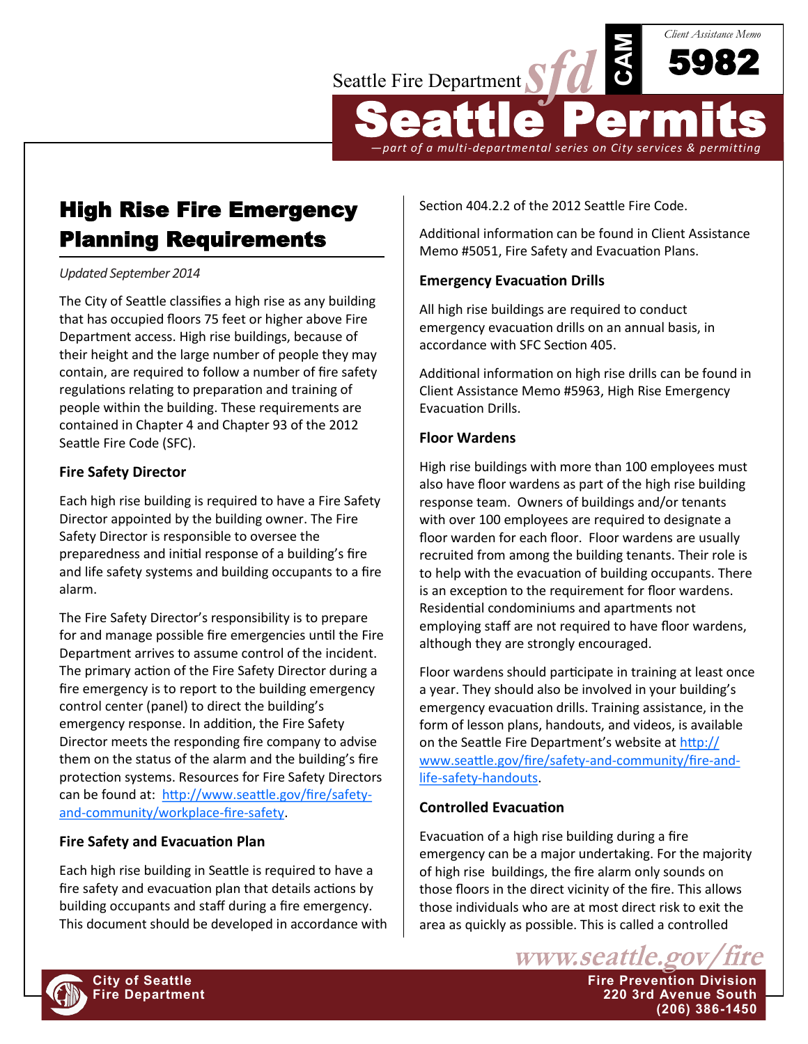Seattle Fire Department

CAM

Client Assistance Memo

**5982**

# Seattle Permits

*—part of a multi-departmental series on City services & permitting*

## High Rise Fire Emergency Planning Requirements

*Updated September 2014*

The City of Seattle classifies a high rise as any building that has occupied floors 75 feet or higher above Fire Department access. High rise buildings, because of their height and the large number of people they may contain, are required to follow a number of fire safety regulations relating to preparation and training of people within the building. These requirements are contained in Chapter 4 and Chapter 93 of the 2012 Seattle Fire Code (SFC).

### Fire Safety Director

Each high rise building is required to have a Fire Safety Director appointed by the building owner. The Fire Safety Director is responsible to oversee the preparedness and initial response of a building's fire and life safety systems and building occupants to a fire alarm.

The Fire Safety Director's responsibility is to prepare for and manage possible fire emergencies until the Fire Department arrives to assume control of the incident. The primary action of the Fire Safety Director during a fire emergency is to report to the building emergency control center (panel) to direct the building's emergency response. In addition, the Fire Safety Director meets the responding fire company to advise them on the status of the alarm and the building's fire protection systems. Resources for Fire Safety Directors can be found at: [http://www.seattle.gov/fire/safety-and-community/workplace-fire-safety](http://www.seattle.gov/fire/safety-and-community/workplace-fire-safety).

### Fire Safety and Evacuation Plan

Each high rise building in Seattle is required to have a fire safety and evacuation plan that details actions by building occupants and staff during a fire emergency. This document should be developed in accordance with Section 404.2.2 of the 2012 Seattle Fire Code.

Additional information can be found in Client Assistance Memo #5051, Fire Safety and Evacuation Plans.

### Emergency Evacuation Drills

All high rise buildings are required to conduct emergency evacuation drills on an annual basis, in accordance with SFC Section 405.

Additional information on high rise drills can be found in Client Assistance Memo #5963, High Rise Emergency Evacuation Drills.

### Floor Wardens

High rise buildings with more than 100 employees must also have floor wardens as part of the high rise building response team. Owners of buildings and/or tenants with over 100 employees are required to designate a floor warden for each floor. Floor wardens are usually recruited from among the building tenants. Their role is to help with the evacuation of building occupants. There is an exception to the requirement for floor wardens. Residential condominiums and apartments not employing staff are not required to have floor wardens, although they are strongly encouraged.

Floor wardens should participate in training at least once a year. They should also be involved in your building's emergency evacuation drills. Training assistance, in the form of lesson plans, handouts, and videos, is available on the Seattle Fire Department's website at [http://www.seattle.gov/fire/safety-and-community/fire-and-life-safety-handouts](http://www.seattle.gov/fire/safety-and-community/fire-and-life-safety-handouts).

### Controlled Evacuation

Evacuation of a high rise building during a fire emergency can be a major undertaking. For the majority of high rise buildings, the fire alarm only sounds on those floors in the direct vicinity of the fire. This allows those individuals who are at most direct risk to exit the area as quickly as possible. This is called a controlled

www.seattle.gov/fire

City of Seattle
Fire Department

Fire Prevention Division
220 3rd Avenue South
(206) 386-1450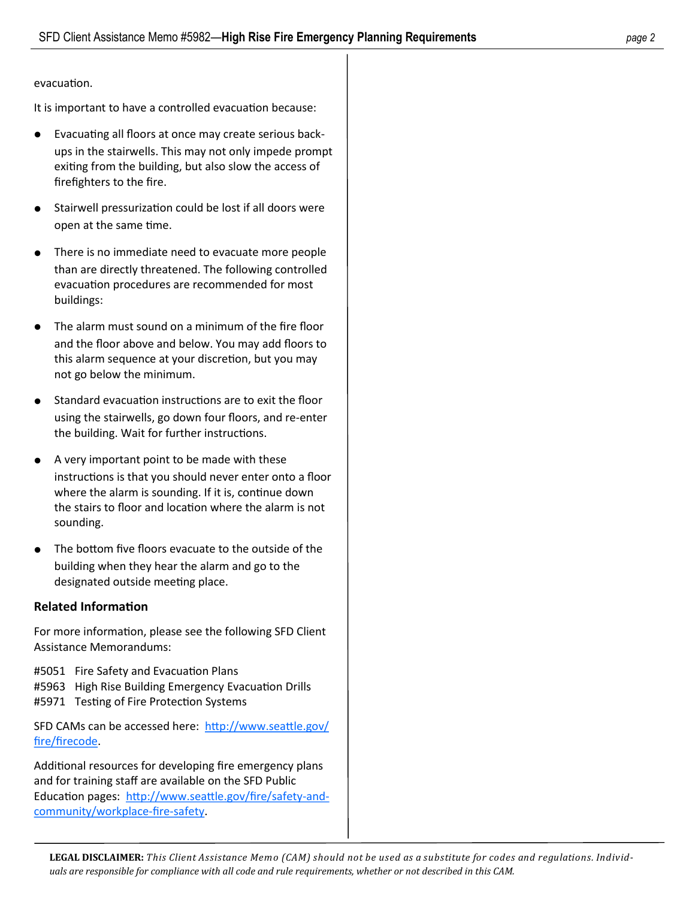evacuation.

It is important to have a controlled evacuation because:

- Evacuating all floors at once may create serious back-ups in the stairwells. This may not only impede prompt exiting from the building, but also slow the access of firefighters to the fire.
- Stairwell pressurization could be lost if all doors were open at the same time.
- There is no immediate need to evacuate more people than are directly threatened. The following controlled evacuation procedures are recommended for most buildings:
- The alarm must sound on a minimum of the fire floor and the floor above and below. You may add floors to this alarm sequence at your discretion, but you may not go below the minimum.
- Standard evacuation instructions are to exit the floor using the stairwells, go down four floors, and re-enter the building. Wait for further instructions.
- A very important point to be made with these instructions is that you should never enter onto a floor where the alarm is sounding. If it is, continue down the stairs to floor and location where the alarm is not sounding.
- The bottom five floors evacuate to the outside of the building when they hear the alarm and go to the designated outside meeting place.

## Related Information

For more information, please see the following SFD Client Assistance Memorandums:

#5051 Fire Safety and Evacuation Plans
#5963 High Rise Building Emergency Evacuation Drills
#5971 Testing of Fire Protection Systems

SFD CAMs can be accessed here: http://www.seattle.gov/fire/firecode.

Additional resources for developing fire emergency plans and for training staff are available on the SFD Public Education pages: http://www.seattle.gov/fire/safety-and-community/workplace-fire-safety.

**LEGAL DISCLAIMER:** *This Client Assistance Memo (CAM) should not be used as a substitute for codes and regulations. Individuals are responsible for compliance with all code and rule requirements, whether or not described in this CAM.*